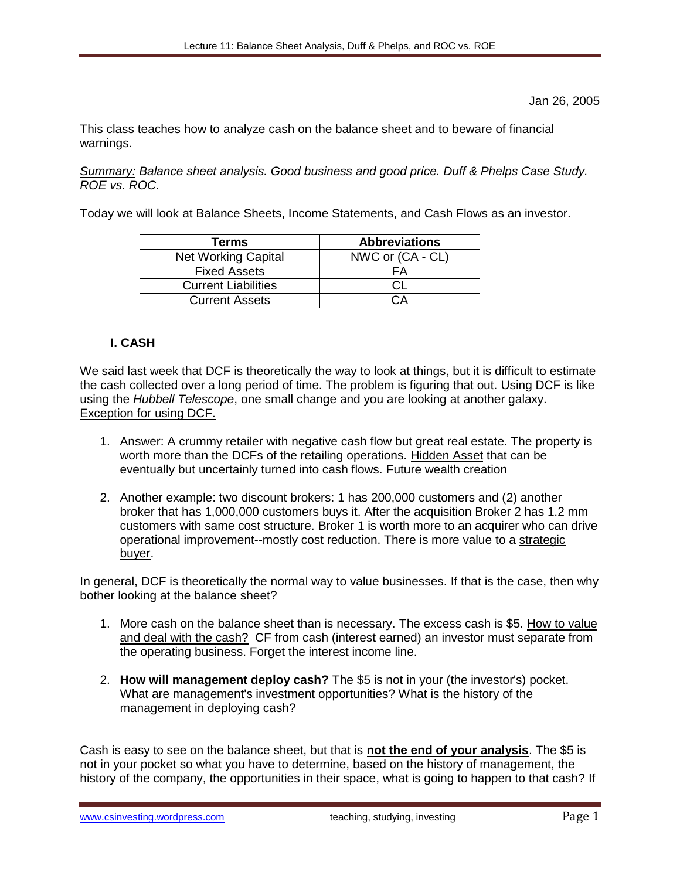Jan 26, 2005

This class teaches how to analyze cash on the balance sheet and to beware of financial warnings.

*Summary: Balance sheet analysis. Good business and good price. Duff & Phelps Case Study. ROE vs. ROC.*

Today we will look at Balance Sheets, Income Statements, and Cash Flows as an investor.

| Terms | Abbreviations |
|---|---|
| Net Working Capital | NWC or (CA - CL) |
| Fixed Assets | FA |
| Current Liabilities | CL |
| Current Assets | CA |

## I. CASH

We said last week that DCF is theoretically the way to look at things, but it is difficult to estimate the cash collected over a long period of time. The problem is figuring that out. Using DCF is like using the *Hubbell Telescope*, one small change and you are looking at another galaxy. Exception for using DCF.

1. Answer: A crummy retailer with negative cash flow but great real estate. The property is worth more than the DCFs of the retailing operations. Hidden Asset that can be eventually but uncertainly turned into cash flows. Future wealth creation
2. Another example: two discount brokers: 1 has 200,000 customers and (2) another broker that has 1,000,000 customers buys it. After the acquisition Broker 2 has 1.2 mm customers with same cost structure. Broker 1 is worth more to an acquirer who can drive operational improvement--mostly cost reduction. There is more value to a strategic buyer.

In general, DCF is theoretically the normal way to value businesses. If that is the case, then why bother looking at the balance sheet?

1. More cash on the balance sheet than is necessary. The excess cash is $5. How to value and deal with the cash? CF from cash (interest earned) an investor must separate from the operating business. Forget the interest income line.
2. **How will management deploy cash?** The $5 is not in your (the investor's) pocket. What are management's investment opportunities? What is the history of the management in deploying cash?

Cash is easy to see on the balance sheet, but that is **not the end of your analysis**. The $5 is not in your pocket so what you have to determine, based on the history of management, the history of the company, the opportunities in their space, what is going to happen to that cash? If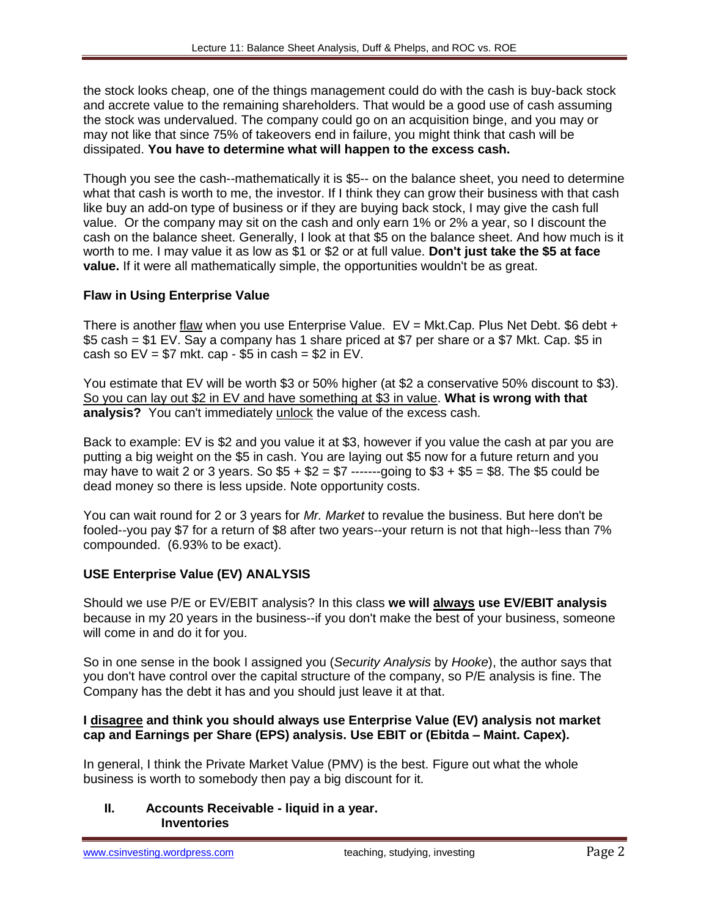the stock looks cheap, one of the things management could do with the cash is buy-back stock and accrete value to the remaining shareholders. That would be a good use of cash assuming the stock was undervalued. The company could go on an acquisition binge, and you may or may not like that since 75% of takeovers end in failure, you might think that cash will be dissipated. **You have to determine what will happen to the excess cash.**

Though you see the cash--mathematically it is $5-- on the balance sheet, you need to determine what that cash is worth to me, the investor. If I think they can grow their business with that cash like buy an add-on type of business or if they are buying back stock, I may give the cash full value. Or the company may sit on the cash and only earn 1% or 2% a year, so I discount the cash on the balance sheet. Generally, I look at that $5 on the balance sheet. And how much is it worth to me. I may value it as low as $1 or $2 or at full value. **Don't just take the $5 at face value.** If it were all mathematically simple, the opportunities wouldn't be as great.

### Flaw in Using Enterprise Value

There is another flaw when you use Enterprise Value. EV = Mkt.Cap. Plus Net Debt. $6 debt + $5 cash = $1 EV. Say a company has 1 share priced at $7 per share or a $7 Mkt. Cap. $5 in cash so EV = $7 mkt. cap - $5 in cash = $2 in EV.

You estimate that EV will be worth $3 or 50% higher (at $2 a conservative 50% discount to $3). So you can lay out $2 in EV and have something at $3 in value. **What is wrong with that analysis?** You can't immediately unlock the value of the excess cash.

Back to example: EV is $2 and you value it at $3, however if you value the cash at par you are putting a big weight on the $5 in cash. You are laying out $5 now for a future return and you may have to wait 2 or 3 years. So $5 + $2 = $7 -------going to $3 + $5 = $8. The $5 could be dead money so there is less upside. Note opportunity costs.

You can wait round for 2 or 3 years for *Mr. Market* to revalue the business. But here don't be fooled--you pay $7 for a return of $8 after two years--your return is not that high--less than 7% compounded. (6.93% to be exact).

### USE Enterprise Value (EV) ANALYSIS

Should we use P/E or EV/EBIT analysis? In this class **we will always use EV/EBIT analysis** because in my 20 years in the business--if you don't make the best of your business, someone will come in and do it for you.

So in one sense in the book I assigned you (*Security Analysis* by *Hooke*), the author says that you don't have control over the capital structure of the company, so P/E analysis is fine. The Company has the debt it has and you should just leave it at that.

**I disagree and think you should always use Enterprise Value (EV) analysis not market cap and Earnings per Share (EPS) analysis. Use EBIT or (Ebitda – Maint. Capex).**

In general, I think the Private Market Value (PMV) is the best. Figure out what the whole business is worth to somebody then pay a big discount for it.

**II. Accounts Receivable - liquid in a year.**
**Inventories**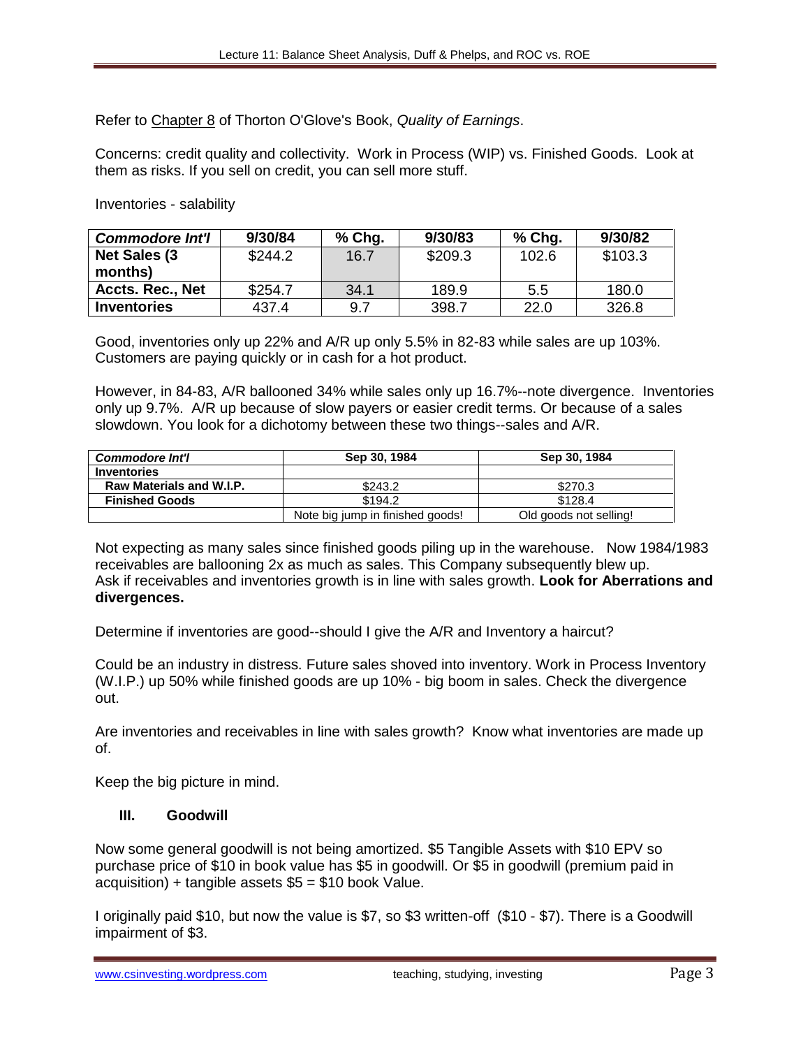Refer to Chapter 8 of Thorton O'Glove's Book, *Quality of Earnings*.

Concerns: credit quality and collectivity. Work in Process (WIP) vs. Finished Goods. Look at them as risks. If you sell on credit, you can sell more stuff.

Inventories - salability

| *Commodore Int'l* | 9/30/84 | % Chg. | 9/30/83 | % Chg. | 9/30/82 |
|---|---|---|---|---|---|
| **Net Sales (3 months)** | $244.2 | 16.7 | $209.3 | 102.6 | $103.3 |
| **Accts. Rec., Net** | $254.7 | 34.1 | 189.9 | 5.5 | 180.0 |
| **Inventories** | 437.4 | 9.7 | 398.7 | 22.0 | 326.8 |

Good, inventories only up 22% and A/R up only 5.5% in 82-83 while sales are up 103%. Customers are paying quickly or in cash for a hot product.

However, in 84-83, A/R ballooned 34% while sales only up 16.7%--note divergence. Inventories only up 9.7%. A/R up because of slow payers or easier credit terms. Or because of a sales slowdown. You look for a dichotomy between these two things--sales and A/R.

| *Commodore Int'l* | Sep 30, 1984 | Sep 30, 1984 |
|---|---|---|
| **Inventories** | | |
| **Raw Materials and W.I.P.** | $243.2 | $270.3 |
| **Finished Goods** | $194.2 | $128.4 |
| | Note big jump in finished goods! | Old goods not selling! |

Not expecting as many sales since finished goods piling up in the warehouse. Now 1984/1983 receivables are ballooning 2x as much as sales. This Company subsequently blew up. Ask if receivables and inventories growth is in line with sales growth. **Look for Aberrations and divergences.**

Determine if inventories are good--should I give the A/R and Inventory a haircut?

Could be an industry in distress. Future sales shoved into inventory. Work in Process Inventory (W.I.P.) up 50% while finished goods are up 10% - big boom in sales. Check the divergence out.

Are inventories and receivables in line with sales growth? Know what inventories are made up of.

Keep the big picture in mind.

### III. Goodwill

Now some general goodwill is not being amortized. $5 Tangible Assets with $10 EPV so purchase price of $10 in book value has $5 in goodwill. Or $5 in goodwill (premium paid in acquisition) + tangible assets $5 = $10 book Value.

I originally paid $10, but now the value is $7, so $3 written-off ($10 - $7). There is a Goodwill impairment of $3.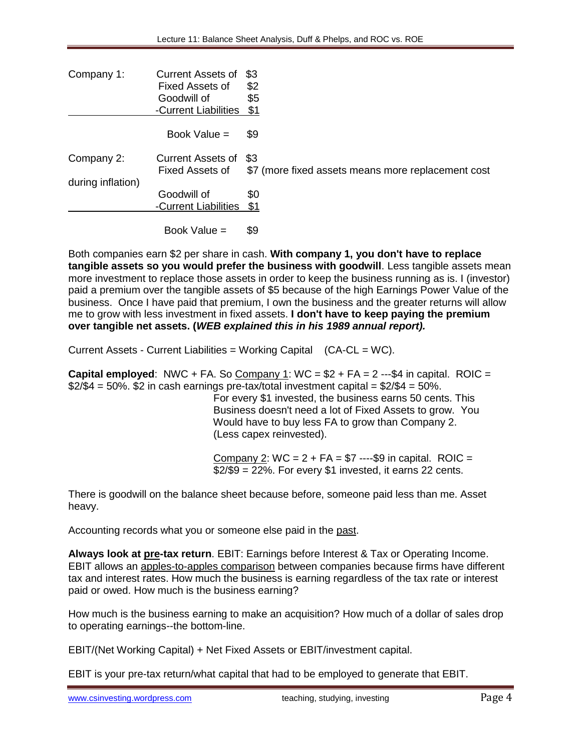| | | |
|---|---|---|
| Company 1: | Current Assets of | $3 |
| | Fixed Assets of | $2 |
| | Goodwill of | $5 |
| | -Current Liabilities | $1 |
| | Book Value = | $9 |
| Company 2: | Current Assets of | $3 |
| during inflation) | Fixed Assets of | $7 (more fixed assets means more replacement cost |
| | Goodwill of | $0 |
| | -Current Liabilities | $1 |
| | Book Value = | $9 |

Both companies earn $2 per share in cash. **With company 1, you don't have to replace tangible assets so you would prefer the business with goodwill**. Less tangible assets mean more investment to replace those assets in order to keep the business running as is. I (investor) paid a premium over the tangible assets of $5 because of the high Earnings Power Value of the business. Once I have paid that premium, I own the business and the greater returns will allow me to grow with less investment in fixed assets. **I don't have to keep paying the premium over tangible net assets. (*WEB explained this in his 1989 annual report).***

Current Assets - Current Liabilities = Working Capital (CA-CL = WC).

**Capital employed**: NWC + FA. So Company 1: WC = $2 + FA = 2 ---$4 in capital. ROIC = $2/$4 = 50%. $2 in cash earnings pre-tax/total investment capital = $2/$4 = 50%.

For every $1 invested, the business earns 50 cents. This Business doesn't need a lot of Fixed Assets to grow. You Would have to buy less FA to grow than Company 2. (Less capex reinvested).

Company 2: WC = 2 + FA = $7 ----$9 in capital. ROIC = $2/$9 = 22%. For every $1 invested, it earns 22 cents.

There is goodwill on the balance sheet because before, someone paid less than me. Asset heavy.

Accounting records what you or someone else paid in the past.

**Always look at pre-tax return**. EBIT: Earnings before Interest & Tax or Operating Income. EBIT allows an apples-to-apples comparison between companies because firms have different tax and interest rates. How much the business is earning regardless of the tax rate or interest paid or owed. How much is the business earning?

How much is the business earning to make an acquisition? How much of a dollar of sales drop to operating earnings--the bottom-line.

EBIT/(Net Working Capital) + Net Fixed Assets or EBIT/investment capital.

EBIT is your pre-tax return/what capital that had to be employed to generate that EBIT.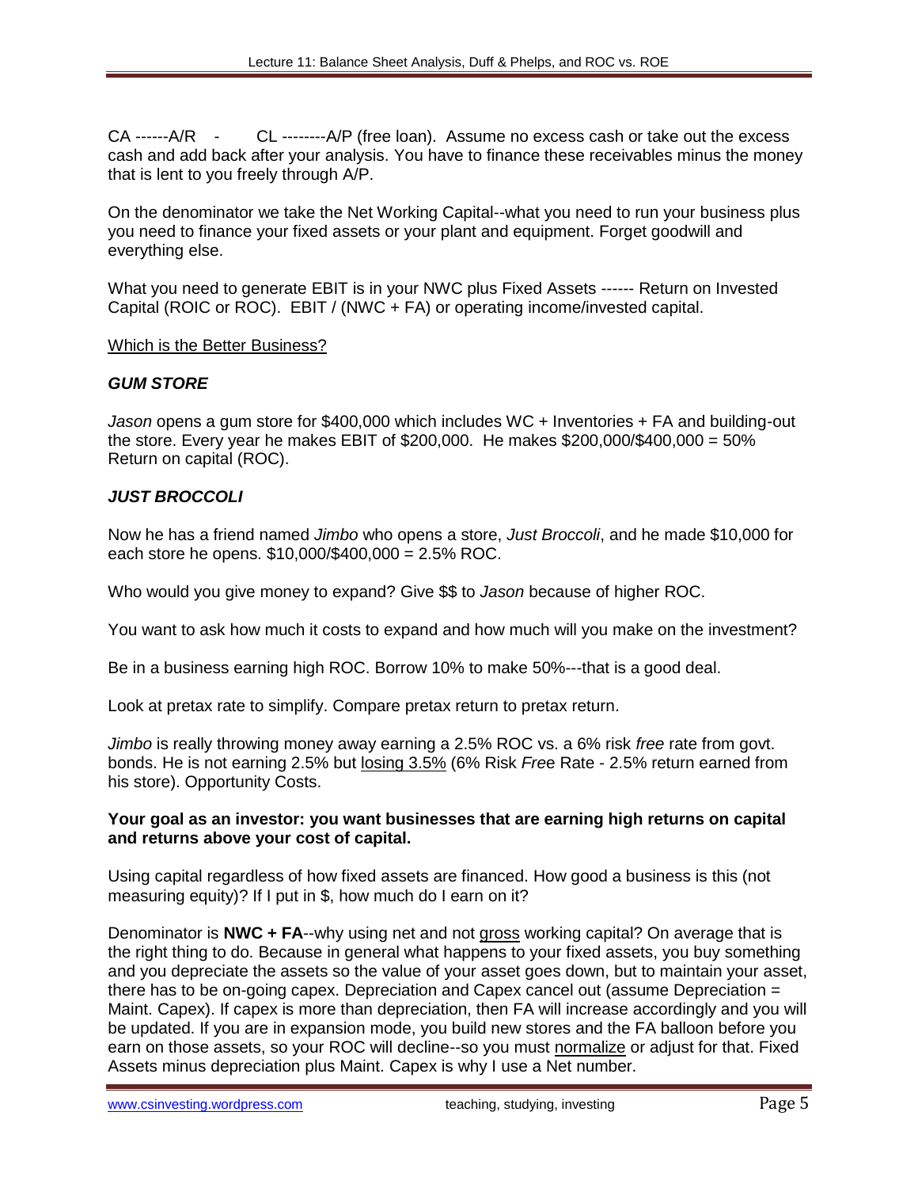CA ------A/R - CL --------A/P (free loan). Assume no excess cash or take out the excess cash and add back after your analysis. You have to finance these receivables minus the money that is lent to you freely through A/P.

On the denominator we take the Net Working Capital--what you need to run your business plus you need to finance your fixed assets or your plant and equipment. Forget goodwill and everything else.

What you need to generate EBIT is in your NWC plus Fixed Assets ------ Return on Invested Capital (ROIC or ROC). EBIT / (NWC + FA) or operating income/invested capital.

<u>Which is the Better Business?</u>

***GUM STORE***

*Jason* opens a gum store for $400,000 which includes WC + Inventories + FA and building-out the store. Every year he makes EBIT of $200,000. He makes $200,000/$400,000 = 50% Return on capital (ROC).

***JUST BROCCOLI***

Now he has a friend named *Jimbo* who opens a store, *Just Broccoli*, and he made $10,000 for each store he opens. $10,000/$400,000 = 2.5% ROC.

Who would you give money to expand? Give $$ to *Jason* because of higher ROC.

You want to ask how much it costs to expand and how much will you make on the investment?

Be in a business earning high ROC. Borrow 10% to make 50%---that is a good deal.

Look at pretax rate to simplify. Compare pretax return to pretax return.

*Jimbo* is really throwing money away earning a 2.5% ROC vs. a 6% risk *free* rate from govt. bonds. He is not earning 2.5% but <u>losing 3.5%</u> (6% Risk *Fre*e Rate - 2.5% return earned from his store). Opportunity Costs.

**Your goal as an investor: you want businesses that are earning high returns on capital and returns above your cost of capital.**

Using capital regardless of how fixed assets are financed. How good a business is this (not measuring equity)? If I put in $, how much do I earn on it?

Denominator is **NWC + FA**--why using net and not <u>gross</u> working capital? On average that is the right thing to do. Because in general what happens to your fixed assets, you buy something and you depreciate the assets so the value of your asset goes down, but to maintain your asset, there has to be on-going capex. Depreciation and Capex cancel out (assume Depreciation = Maint. Capex). If capex is more than depreciation, then FA will increase accordingly and you will be updated. If you are in expansion mode, you build new stores and the FA balloon before you earn on those assets, so your ROC will decline--so you must <u>normalize</u> or adjust for that. Fixed Assets minus depreciation plus Maint. Capex is why I use a Net number.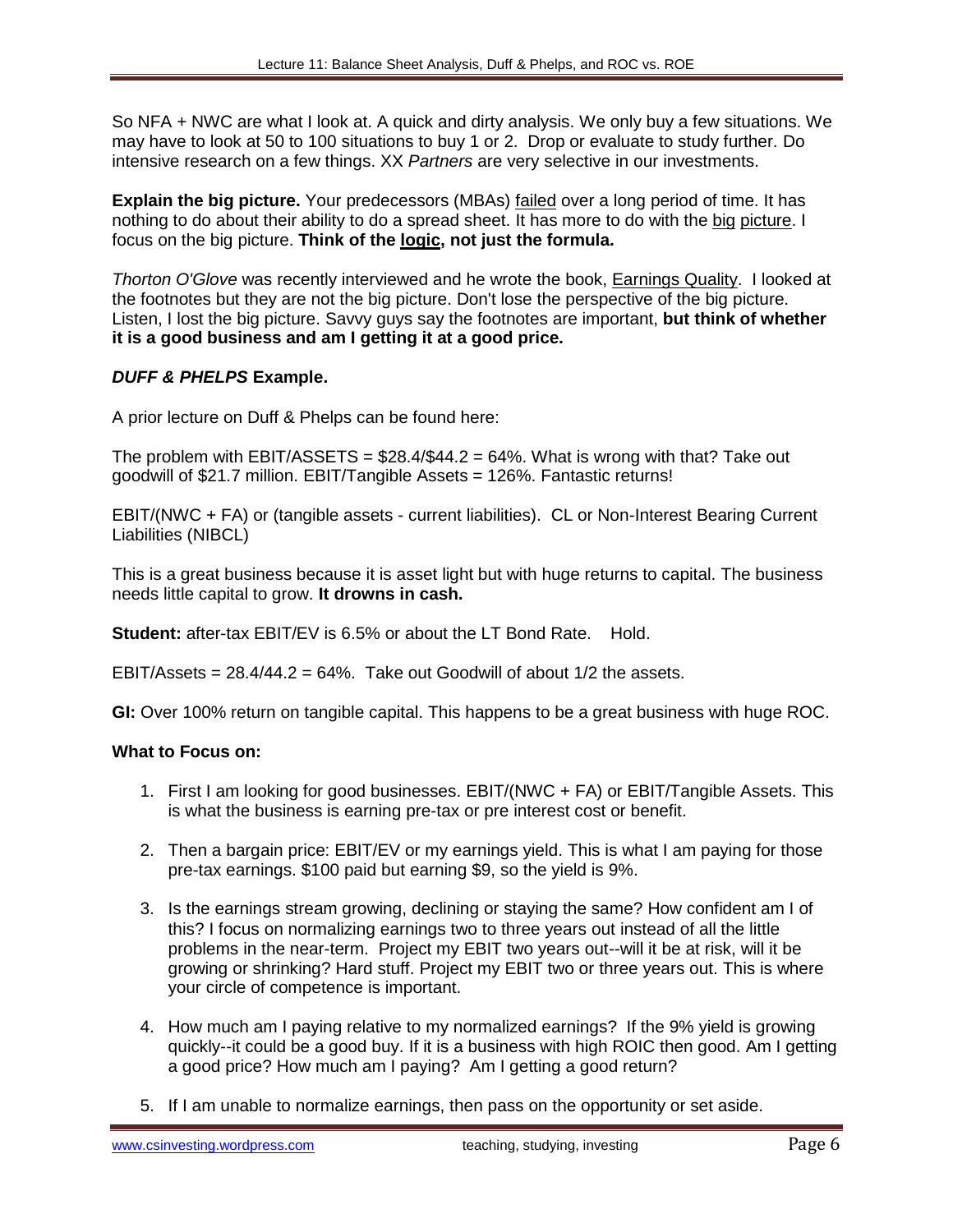So NFA + NWC are what I look at. A quick and dirty analysis. We only buy a few situations. We may have to look at 50 to 100 situations to buy 1 or 2. Drop or evaluate to study further. Do intensive research on a few things. XX *Partners* are very selective in our investments.

**Explain the big picture.** Your predecessors (MBAs) failed over a long period of time. It has nothing to do about their ability to do a spread sheet. It has more to do with the big picture. I focus on the big picture. **Think of the logic, not just the formula.**

*Thorton O'Glove* was recently interviewed and he wrote the book, Earnings Quality. I looked at the footnotes but they are not the big picture. Don't lose the perspective of the big picture. Listen, I lost the big picture. Savvy guys say the footnotes are important, **but think of whether it is a good business and am I getting it at a good price.**

***DUFF & PHELPS* Example.**

A prior lecture on Duff & Phelps can be found here:

The problem with EBIT/ASSETS = $28.4/$44.2 = 64%. What is wrong with that? Take out goodwill of $21.7 million. EBIT/Tangible Assets = 126%. Fantastic returns!

EBIT/(NWC + FA) or (tangible assets - current liabilities). CL or Non-Interest Bearing Current Liabilities (NIBCL)

This is a great business because it is asset light but with huge returns to capital. The business needs little capital to grow. **It drowns in cash.**

**Student:** after-tax EBIT/EV is 6.5% or about the LT Bond Rate. Hold.

EBIT/Assets = 28.4/44.2 = 64%. Take out Goodwill of about 1/2 the assets.

**GI:** Over 100% return on tangible capital. This happens to be a great business with huge ROC.

**What to Focus on:**

1. First I am looking for good businesses. EBIT/(NWC + FA) or EBIT/Tangible Assets. This is what the business is earning pre-tax or pre interest cost or benefit.

2. Then a bargain price: EBIT/EV or my earnings yield. This is what I am paying for those pre-tax earnings. $100 paid but earning $9, so the yield is 9%.

3. Is the earnings stream growing, declining or staying the same? How confident am I of this? I focus on normalizing earnings two to three years out instead of all the little problems in the near-term. Project my EBIT two years out--will it be at risk, will it be growing or shrinking? Hard stuff. Project my EBIT two or three years out. This is where your circle of competence is important.

4. How much am I paying relative to my normalized earnings? If the 9% yield is growing quickly--it could be a good buy. If it is a business with high ROIC then good. Am I getting a good price? How much am I paying? Am I getting a good return?

5. If I am unable to normalize earnings, then pass on the opportunity or set aside.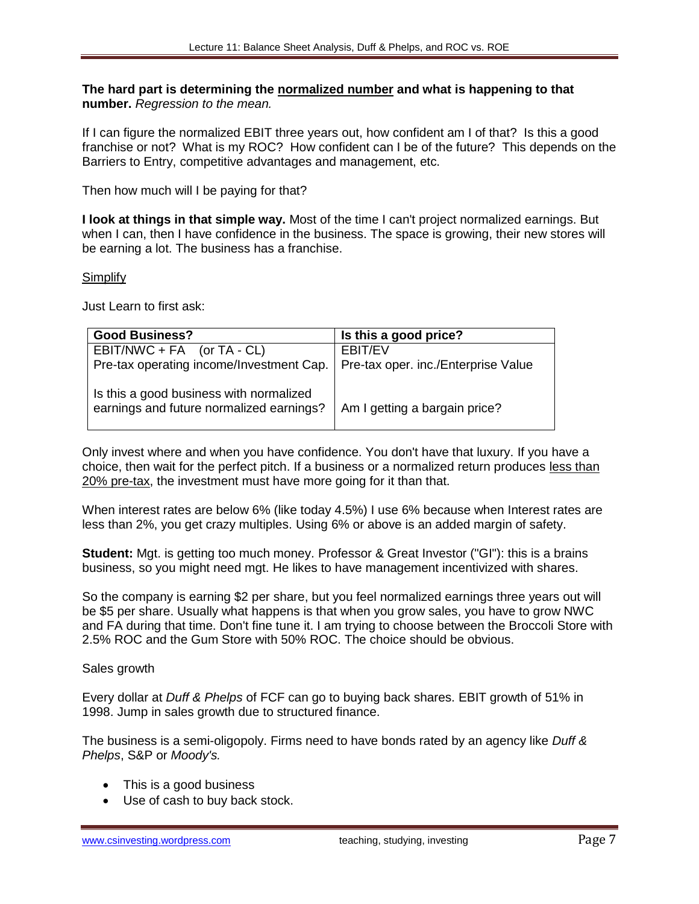**The hard part is determining the <u>normalized number</u> and what is happening to that number.** *Regression to the mean.*

If I can figure the normalized EBIT three years out, how confident am I of that? Is this a good franchise or not? What is my ROC? How confident can I be of the future? This depends on the Barriers to Entry, competitive advantages and management, etc.

Then how much will I be paying for that?

**I look at things in that simple way.** Most of the time I can't project normalized earnings. But when I can, then I have confidence in the business. The space is growing, their new stores will be earning a lot. The business has a franchise.

<u>Simplify</u>

Just Learn to first ask:

| Good Business? | Is this a good price? |
|---|---|
| EBIT/NWC + FA (or TA - CL)<br>Pre-tax operating income/Investment Cap.<br><br>Is this a good business with normalized earnings and future normalized earnings? | EBIT/EV<br>Pre-tax oper. inc./Enterprise Value<br><br>Am I getting a bargain price? |

Only invest where and when you have confidence. You don't have that luxury. If you have a choice, then wait for the perfect pitch. If a business or a normalized return produces <u>less than 20% pre-tax</u>, the investment must have more going for it than that.

When interest rates are below 6% (like today 4.5%) I use 6% because when Interest rates are less than 2%, you get crazy multiples. Using 6% or above is an added margin of safety.

**Student:** Mgt. is getting too much money. Professor & Great Investor ("GI"): this is a brains business, so you might need mgt. He likes to have management incentivized with shares.

So the company is earning $2 per share, but you feel normalized earnings three years out will be $5 per share. Usually what happens is that when you grow sales, you have to grow NWC and FA during that time. Don't fine tune it. I am trying to choose between the Broccoli Store with 2.5% ROC and the Gum Store with 50% ROC. The choice should be obvious.

Sales growth

Every dollar at *Duff & Phelps* of FCF can go to buying back shares. EBIT growth of 51% in 1998. Jump in sales growth due to structured finance.

The business is a semi-oligopoly. Firms need to have bonds rated by an agency like *Duff & Phelps*, S&P or *Moody's.*

- This is a good business
- Use of cash to buy back stock.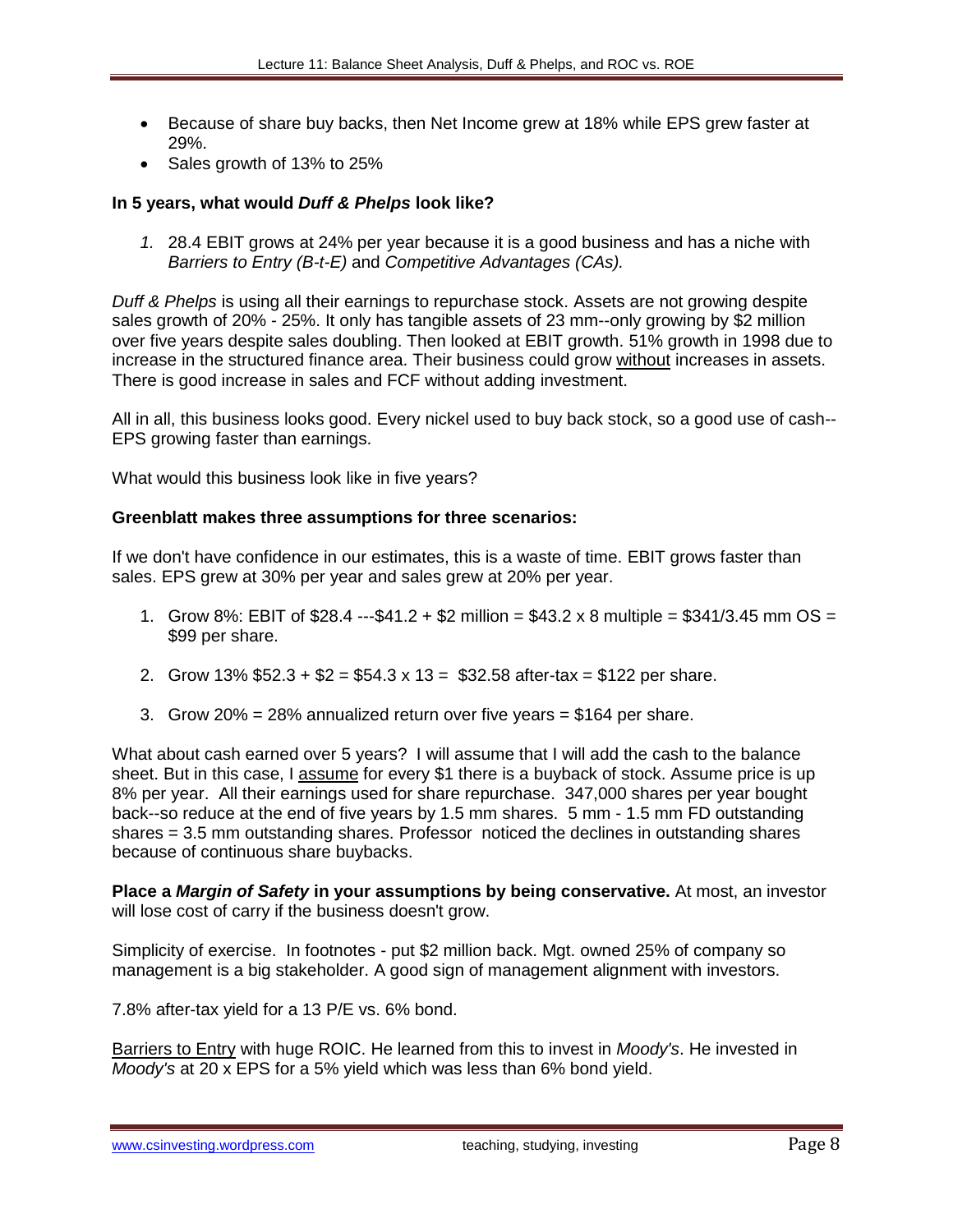- Because of share buy backs, then Net Income grew at 18% while EPS grew faster at 29%.
- Sales growth of 13% to 25%

**In 5 years, what would *Duff & Phelps* look like?**

1. 28.4 EBIT grows at 24% per year because it is a good business and has a niche with *Barriers to Entry (B-t-E)* and *Competitive Advantages (CAs).*

*Duff & Phelps* is using all their earnings to repurchase stock. Assets are not growing despite sales growth of 20% - 25%. It only has tangible assets of 23 mm--only growing by $2 million over five years despite sales doubling. Then looked at EBIT growth. 51% growth in 1998 due to increase in the structured finance area. Their business could grow without increases in assets. There is good increase in sales and FCF without adding investment.

All in all, this business looks good. Every nickel used to buy back stock, so a good use of cash--EPS growing faster than earnings.

What would this business look like in five years?

**Greenblatt makes three assumptions for three scenarios:**

If we don't have confidence in our estimates, this is a waste of time. EBIT grows faster than sales. EPS grew at 30% per year and sales grew at 20% per year.

1. Grow 8%: EBIT of $28.4 ---$41.2 + $2 million = $43.2 x 8 multiple = $341/3.45 mm OS = $99 per share.

2. Grow 13% $52.3 + $2 = $54.3 x 13 = $32.58 after-tax = $122 per share.

3. Grow 20% = 28% annualized return over five years = $164 per share.

What about cash earned over 5 years? I will assume that I will add the cash to the balance sheet. But in this case, I assume for every $1 there is a buyback of stock. Assume price is up 8% per year. All their earnings used for share repurchase. 347,000 shares per year bought back--so reduce at the end of five years by 1.5 mm shares. 5 mm - 1.5 mm FD outstanding shares = 3.5 mm outstanding shares. Professor noticed the declines in outstanding shares because of continuous share buybacks.

**Place a *Margin of Safety* in your assumptions by being conservative.** At most, an investor will lose cost of carry if the business doesn't grow.

Simplicity of exercise. In footnotes - put $2 million back. Mgt. owned 25% of company so management is a big stakeholder. A good sign of management alignment with investors.

7.8% after-tax yield for a 13 P/E vs. 6% bond.

Barriers to Entry with huge ROIC. He learned from this to invest in *Moody's*. He invested in *Moody's* at 20 x EPS for a 5% yield which was less than 6% bond yield.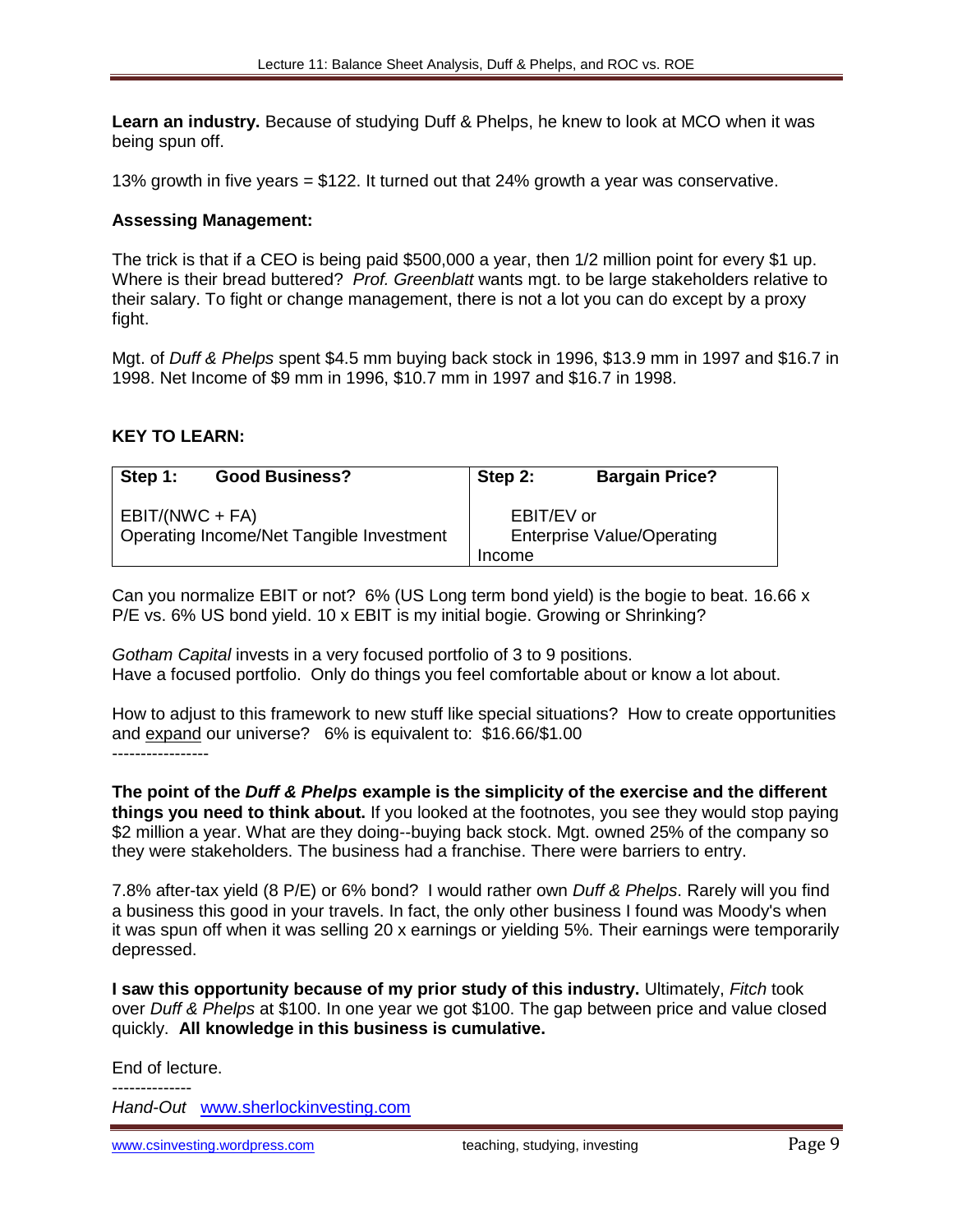**Learn an industry.** Because of studying Duff & Phelps, he knew to look at MCO when it was being spun off.

13% growth in five years = $122. It turned out that 24% growth a year was conservative.

**Assessing Management:**

The trick is that if a CEO is being paid $500,000 a year, then 1/2 million point for every $1 up. Where is their bread buttered? *Prof. Greenblatt* wants mgt. to be large stakeholders relative to their salary. To fight or change management, there is not a lot you can do except by a proxy fight.

Mgt. of *Duff & Phelps* spent $4.5 mm buying back stock in 1996, $13.9 mm in 1997 and $16.7 in 1998. Net Income of $9 mm in 1996, $10.7 mm in 1997 and $16.7 in 1998.

**KEY TO LEARN:**

| **Step 1: Good Business?** | **Step 2: Bargain Price?** |
|---|---|
| EBIT/(NWC + FA)<br>Operating Income/Net Tangible Investment | EBIT/EV or<br>Enterprise Value/Operating Income |

Can you normalize EBIT or not? 6% (US Long term bond yield) is the bogie to beat. 16.66 x P/E vs. 6% US bond yield. 10 x EBIT is my initial bogie. Growing or Shrinking?

*Gotham Capital* invests in a very focused portfolio of 3 to 9 positions.
Have a focused portfolio. Only do things you feel comfortable about or know a lot about.

How to adjust to this framework to new stuff like special situations? How to create opportunities and <u>expand</u> our universe? 6% is equivalent to: $16.66/$1.00
-----------------

**The point of the *Duff & Phelps* example is the simplicity of the exercise and the different things you need to think about.** If you looked at the footnotes, you see they would stop paying $2 million a year. What are they doing--buying back stock. Mgt. owned 25% of the company so they were stakeholders. The business had a franchise. There were barriers to entry.

7.8% after-tax yield (8 P/E) or 6% bond? I would rather own *Duff & Phelps*. Rarely will you find a business this good in your travels. In fact, the only other business I found was Moody's when it was spun off when it was selling 20 x earnings or yielding 5%. Their earnings were temporarily depressed.

**I saw this opportunity because of my prior study of this industry.** Ultimately, *Fitch* took over *Duff & Phelps* at $100. In one year we got $100. The gap between price and value closed quickly. **All knowledge in this business is cumulative.**

End of lecture.

--------------

*Hand-Out* www.sherlockinvesting.com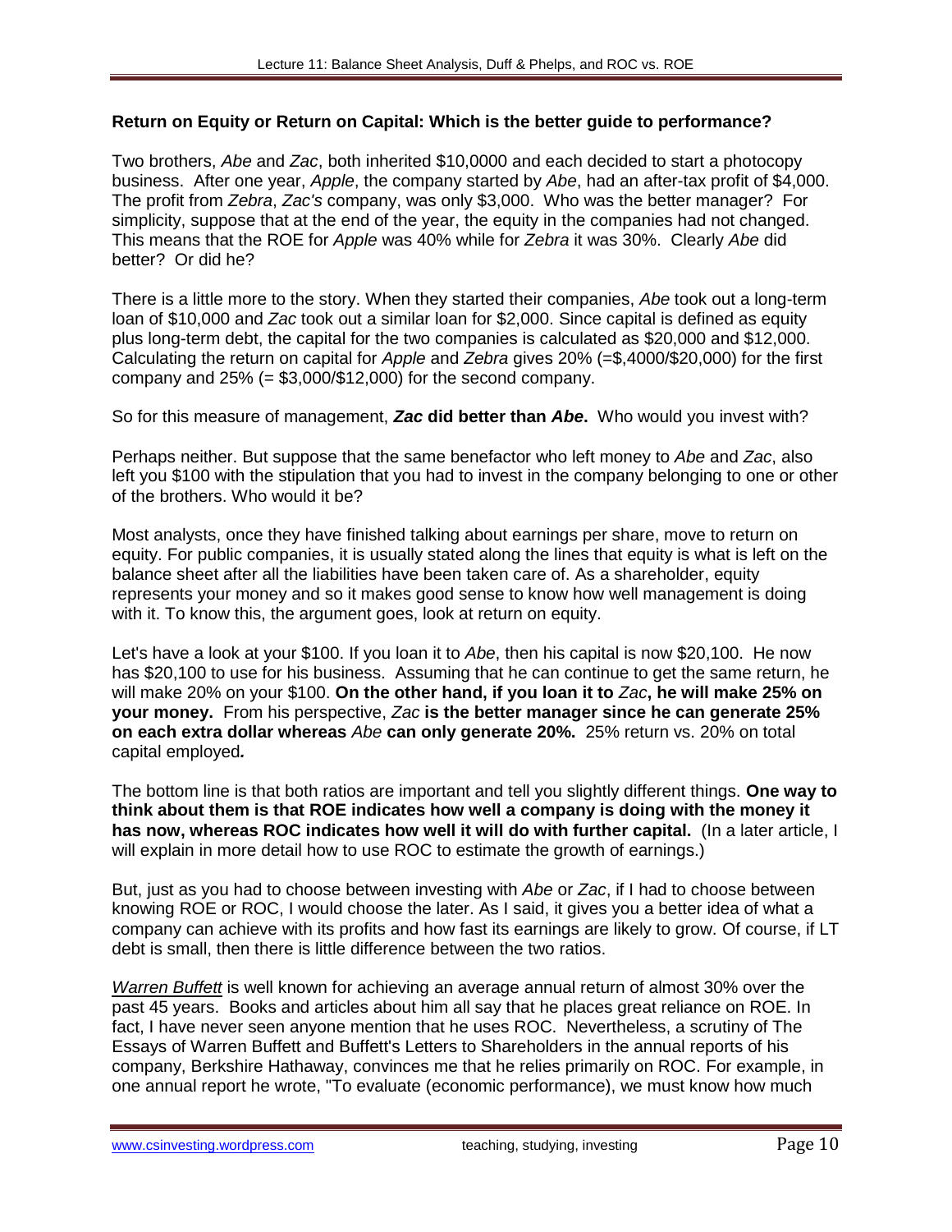**Return on Equity or Return on Capital: Which is the better guide to performance?**

Two brothers, *Abe* and *Zac*, both inherited $10,0000 and each decided to start a photocopy business. After one year, *Apple*, the company started by *Abe*, had an after-tax profit of $4,000. The profit from *Zebra*, *Zac's* company, was only $3,000. Who was the better manager? For simplicity, suppose that at the end of the year, the equity in the companies had not changed. This means that the ROE for *Apple* was 40% while for *Zebra* it was 30%. Clearly *Abe* did better? Or did he?

There is a little more to the story. When they started their companies, *Abe* took out a long-term loan of $10,000 and *Zac* took out a similar loan for $2,000. Since capital is defined as equity plus long-term debt, the capital for the two companies is calculated as $20,000 and $12,000. Calculating the return on capital for *Apple* and *Zebra* gives 20% (=$,4000/$20,000) for the first company and 25% (= $3,000/$12,000) for the second company.

So for this measure of management, ***Zac* did better than *Abe*.** Who would you invest with?

Perhaps neither. But suppose that the same benefactor who left money to *Abe* and *Zac*, also left you $100 with the stipulation that you had to invest in the company belonging to one or other of the brothers. Who would it be?

Most analysts, once they have finished talking about earnings per share, move to return on equity. For public companies, it is usually stated along the lines that equity is what is left on the balance sheet after all the liabilities have been taken care of. As a shareholder, equity represents your money and so it makes good sense to know how well management is doing with it. To know this, the argument goes, look at return on equity.

Let's have a look at your $100. If you loan it to *Abe*, then his capital is now $20,100. He now has $20,100 to use for his business. Assuming that he can continue to get the same return, he will make 20% on your $100. **On the other hand, if you loan it to *Zac*, he will make 25% on your money.** From his perspective, ***Zac* is the better manager since he can generate 25% on each extra dollar whereas *Abe* can only generate 20%.** 25% return vs. 20% on total capital employed***.***

The bottom line is that both ratios are important and tell you slightly different things. **One way to think about them is that ROE indicates how well a company is doing with the money it has now, whereas ROC indicates how well it will do with further capital.** (In a later article, I will explain in more detail how to use ROC to estimate the growth of earnings.)

But, just as you had to choose between investing with *Abe* or *Zac*, if I had to choose between knowing ROE or ROC, I would choose the later. As I said, it gives you a better idea of what a company can achieve with its profits and how fast its earnings are likely to grow. Of course, if LT debt is small, then there is little difference between the two ratios.

*Warren Buffett* is well known for achieving an average annual return of almost 30% over the past 45 years. Books and articles about him all say that he places great reliance on ROE. In fact, I have never seen anyone mention that he uses ROC. Nevertheless, a scrutiny of The Essays of Warren Buffett and Buffett's Letters to Shareholders in the annual reports of his company, Berkshire Hathaway, convinces me that he relies primarily on ROC. For example, in one annual report he wrote, "To evaluate (economic performance), we must know how much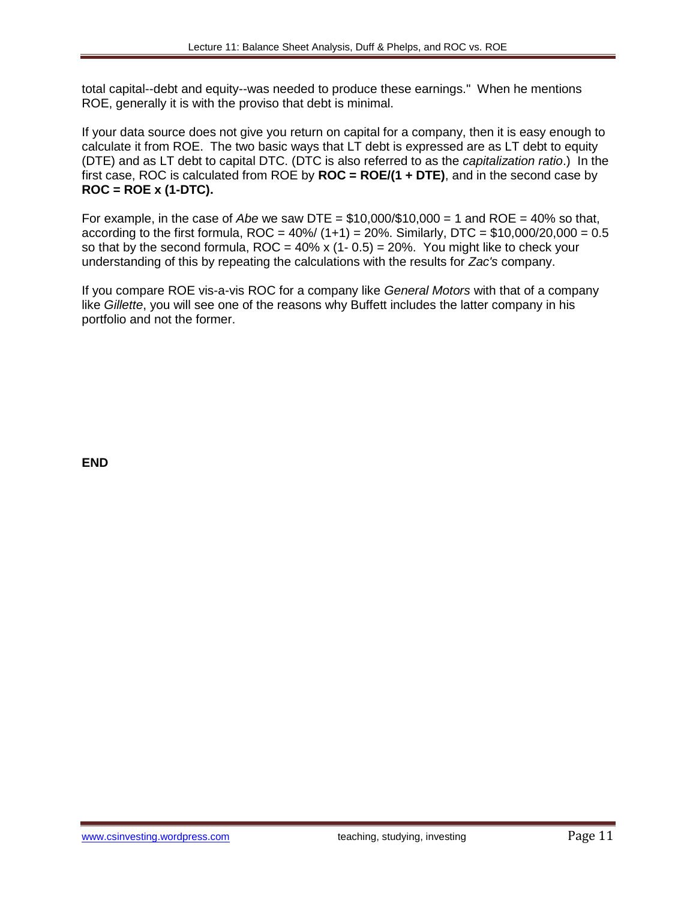total capital--debt and equity--was needed to produce these earnings." When he mentions ROE, generally it is with the proviso that debt is minimal.

If your data source does not give you return on capital for a company, then it is easy enough to calculate it from ROE. The two basic ways that LT debt is expressed are as LT debt to equity (DTE) and as LT debt to capital DTC. (DTC is also referred to as the *capitalization ratio*.) In the first case, ROC is calculated from ROE by **ROC = ROE/(1 + DTE)**, and in the second case by **ROC = ROE x (1-DTC).**

For example, in the case of *Abe* we saw DTE = $10,000/$10,000 = 1 and ROE = 40% so that, according to the first formula, ROC = 40%/ (1+1) = 20%. Similarly, DTC = $10,000/20,000 = 0.5 so that by the second formula, ROC = 40% x (1- 0.5) = 20%. You might like to check your understanding of this by repeating the calculations with the results for *Zac's* company.

If you compare ROE vis-a-vis ROC for a company like *General Motors* with that of a company like *Gillette*, you will see one of the reasons why Buffett includes the latter company in his portfolio and not the former.

**END**